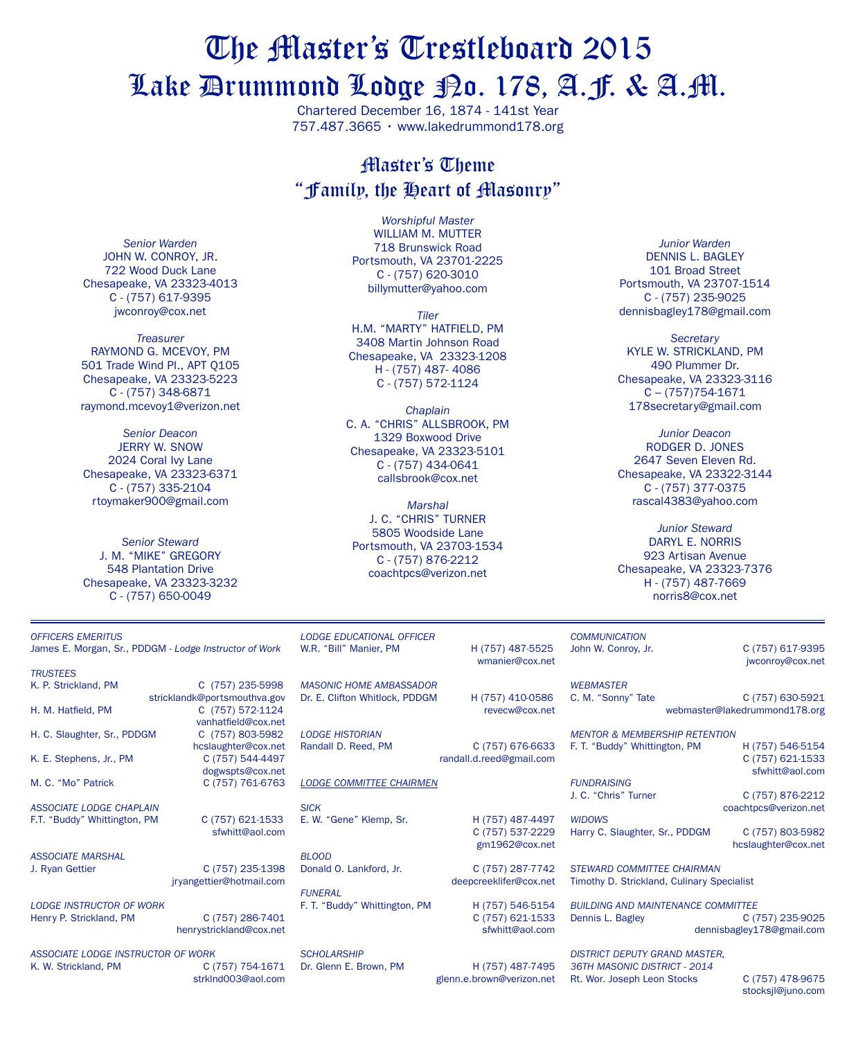# The Master's Trestleboard 2015
# Lake Drummond Lodge No. 178, A.F. & A.M.

Chartered December 16, 1874 - 141st Year
757.487.3665 • www.lakedrummond178.org

## Master's Theme
## "Family, the Heart of Masonry"

*Worshipful Master*
WILLIAM M. MUTTER
718 Brunswick Road
Portsmouth, VA 23701-2225
C - (757) 620-3010
billymutter@yahoo.com

*Senior Warden*
JOHN W. CONROY, JR.
722 Wood Duck Lane
Chesapeake, VA 23323-4013
C - (757) 617-9395
jwconroy@cox.net

*Junior Warden*
DENNIS L. BAGLEY
101 Broad Street
Portsmouth, VA 23707-1514
C - (757) 235-9025
dennisbagley178@gmail.com

*Treasurer*
RAYMOND G. MCEVOY, PM
501 Trade Wind Pl., APT Q105
Chesapeake, VA 23323-5223
C - (757) 348-6871
raymond.mcevoy1@verizon.net

*Tiler*
H.M. "MARTY" HATFIELD, PM
3408 Martin Johnson Road
Chesapeake, VA 23323-1208
H - (757) 487- 4086
C - (757) 572-1124

*Secretary*
KYLE W. STRICKLAND, PM
490 Plummer Dr.
Chesapeake, VA 23323-3116
C – (757)754-1671
178secretary@gmail.com

*Senior Deacon*
JERRY W. SNOW
2024 Coral Ivy Lane
Chesapeake, VA 23323-6371
C - (757) 335-2104
rtoymaker900@gmail.com

*Chaplain*
C. A. "CHRIS" ALLSBROOK, PM
1329 Boxwood Drive
Chesapeake, VA 23323-5101
C - (757) 434-0641
callsbrook@cox.net

*Junior Deacon*
RODGER D. JONES
2647 Seven Eleven Rd.
Chesapeake, VA 23322-3144
C - (757) 377-0375
rascal4383@yahoo.com

*Senior Steward*
J. M. "MIKE" GREGORY
548 Plantation Drive
Chesapeake, VA 23323-3232
C - (757) 650-0049

*Marshal*
J. C. "CHRIS" TURNER
5805 Woodside Lane
Portsmouth, VA 23703-1534
C - (757) 876-2212
coachtpcs@verizon.net

*Junior Steward*
DARYL E. NORRIS
923 Artisan Avenue
Chesapeake, VA 23323-7376
H - (757) 487-7669
norris8@cox.net

---

*OFFICERS EMERITUS*
James E. Morgan, Sr., PDDGM - *Lodge Instructor of Work*

*TRUSTEES*
K. P. Strickland, PM — C (757) 235-5998 — stricklandk@portsmouthva.gov
H. M. Hatfield, PM — C (757) 572-1124 — vanhatfield@cox.net
H. C. Slaughter, Sr., PDDGM — C (757) 803-5982 — hcslaughter@cox.net
K. E. Stephens, Jr., PM — C (757) 544-4497 — dogwspts@cox.net
M. C. "Mo" Patrick — C (757) 761-6763

*ASSOCIATE LODGE CHAPLAIN*
F.T. "Buddy" Whittington, PM — C (757) 621-1533 — sfwhitt@aol.com

*ASSOCIATE MARSHAL*
J. Ryan Gettier — C (757) 235-1398 — jryangettier@hotmail.com

*LODGE INSTRUCTOR OF WORK*
Henry P. Strickland, PM — C (757) 286-7401 — henrystrickland@cox.net

*ASSOCIATE LODGE INSTRUCTOR OF WORK*
K. W. Strickland, PM — C (757) 754-1671 — strklnd003@aol.com

*LODGE EDUCATIONAL OFFICER*
W.R. "Bill" Manier, PM — H (757) 487-5525 — wmanier@cox.net

*MASONIC HOME AMBASSADOR*
Dr. E. Clifton Whitlock, PDDGM — H (757) 410-0586 — revecw@cox.net

*LODGE HISTORIAN*
Randall D. Reed, PM — C (757) 676-6633 — randall.d.reed@gmail.com

*LODGE COMMITTEE CHAIRMEN*

*SICK*
E. W. "Gene" Klemp, Sr. — H (757) 487-4497 — C (757) 537-2229 — gm1962@cox.net

*BLOOD*
Donald O. Lankford, Jr. — C (757) 287-7742 — deepcreeklifer@cox.net

*FUNERAL*
F. T. "Buddy" Whittington, PM — H (757) 546-5154 — C (757) 621-1533 — sfwhitt@aol.com

*SCHOLARSHIP*
Dr. Glenn E. Brown, PM — H (757) 487-7495 — glenn.e.brown@verizon.net

*COMMUNICATION*
John W. Conroy, Jr. — C (757) 617-9395 — jwconroy@cox.net

*WEBMASTER*
C. M. "Sonny" Tate — C (757) 630-5921 — webmaster@lakedrummond178.org

*MENTOR & MEMBERSHIP RETENTION*
F. T. "Buddy" Whittington, PM — H (757) 546-5154 — C (757) 621-1533 — sfwhitt@aol.com

*FUNDRAISING*
J. C. "Chris" Turner — C (757) 876-2212 — coachtpcs@verizon.net

*WIDOWS*
Harry C. Slaughter, Sr., PDDGM — C (757) 803-5982 — hcslaughter@cox.net

*STEWARD COMMITTEE CHAIRMAN*
Timothy D. Strickland, Culinary Specialist

*BUILDING AND MAINTENANCE COMMITTEE*
Dennis L. Bagley — C (757) 235-9025 — dennisbagley178@gmail.com

*DISTRICT DEPUTY GRAND MASTER, 36TH MASONIC DISTRICT - 2014*
Rt. Wor. Joseph Leon Stocks — C (757) 478-9675 — stocksjl@juno.com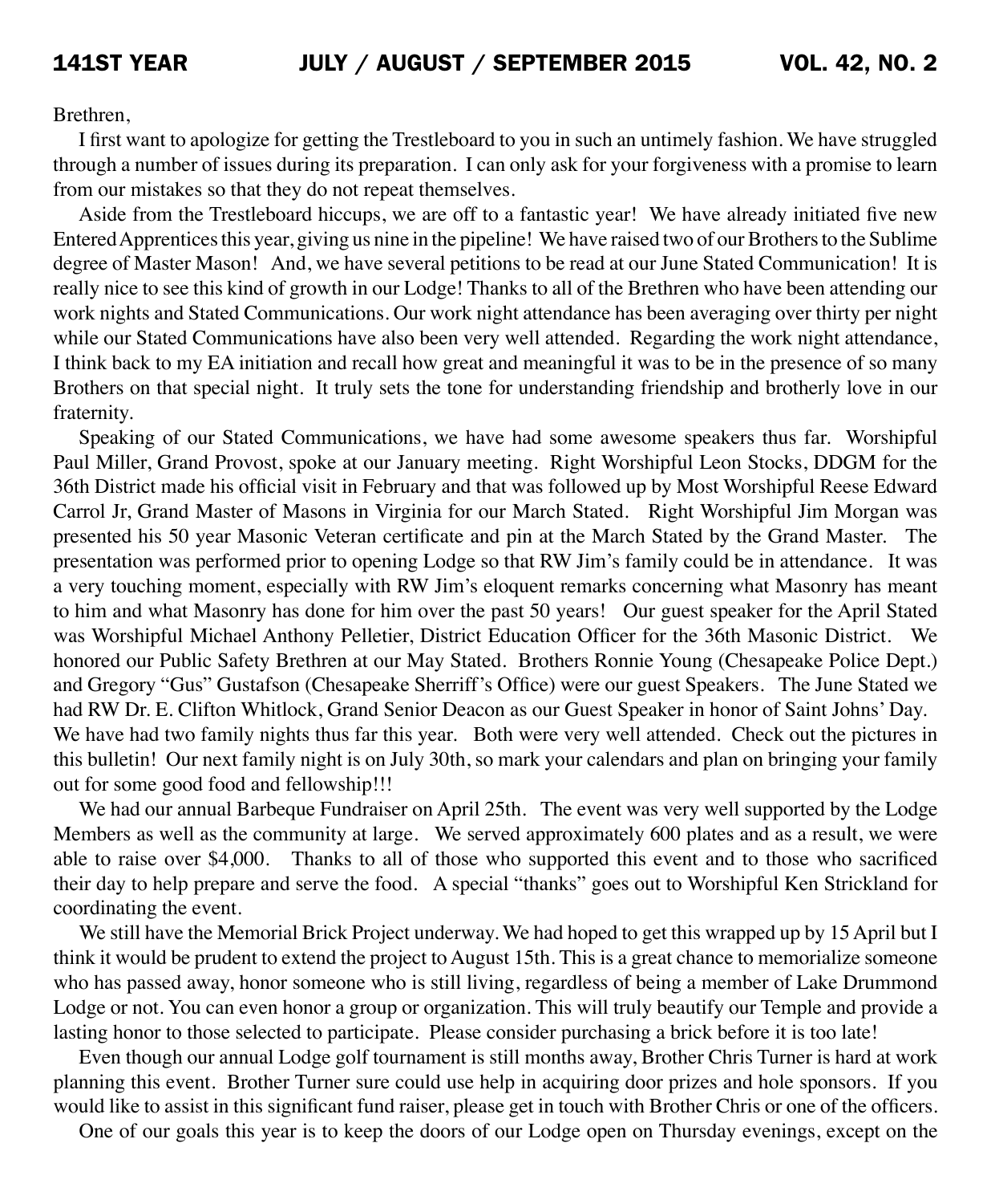Brethren,

I first want to apologize for getting the Trestleboard to you in such an untimely fashion. We have struggled through a number of issues during its preparation. I can only ask for your forgiveness with a promise to learn from our mistakes so that they do not repeat themselves.

Aside from the Trestleboard hiccups, we are off to a fantastic year! We have already initiated five new Entered Apprentices this year, giving us nine in the pipeline! We have raised two of our Brothers to the Sublime degree of Master Mason! And, we have several petitions to be read at our June Stated Communication! It is really nice to see this kind of growth in our Lodge! Thanks to all of the Brethren who have been attending our work nights and Stated Communications. Our work night attendance has been averaging over thirty per night while our Stated Communications have also been very well attended. Regarding the work night attendance, I think back to my EA initiation and recall how great and meaningful it was to be in the presence of so many Brothers on that special night. It truly sets the tone for understanding friendship and brotherly love in our fraternity.

Speaking of our Stated Communications, we have had some awesome speakers thus far. Worshipful Paul Miller, Grand Provost, spoke at our January meeting. Right Worshipful Leon Stocks, DDGM for the 36th District made his official visit in February and that was followed up by Most Worshipful Reese Edward Carrol Jr, Grand Master of Masons in Virginia for our March Stated. Right Worshipful Jim Morgan was presented his 50 year Masonic Veteran certificate and pin at the March Stated by the Grand Master. The presentation was performed prior to opening Lodge so that RW Jim's family could be in attendance. It was a very touching moment, especially with RW Jim's eloquent remarks concerning what Masonry has meant to him and what Masonry has done for him over the past 50 years! Our guest speaker for the April Stated was Worshipful Michael Anthony Pelletier, District Education Officer for the 36th Masonic District. We honored our Public Safety Brethren at our May Stated. Brothers Ronnie Young (Chesapeake Police Dept.) and Gregory "Gus" Gustafson (Chesapeake Sherriff's Office) were our guest Speakers. The June Stated we had RW Dr. E. Clifton Whitlock, Grand Senior Deacon as our Guest Speaker in honor of Saint Johns' Day.
We have had two family nights thus far this year. Both were very well attended. Check out the pictures in this bulletin! Our next family night is on July 30th, so mark your calendars and plan on bringing your family out for some good food and fellowship!!!

We had our annual Barbeque Fundraiser on April 25th. The event was very well supported by the Lodge Members as well as the community at large. We served approximately 600 plates and as a result, we were able to raise over $4,000. Thanks to all of those who supported this event and to those who sacrificed their day to help prepare and serve the food. A special "thanks" goes out to Worshipful Ken Strickland for coordinating the event.

We still have the Memorial Brick Project underway. We had hoped to get this wrapped up by 15 April but I think it would be prudent to extend the project to August 15th. This is a great chance to memorialize someone who has passed away, honor someone who is still living, regardless of being a member of Lake Drummond Lodge or not. You can even honor a group or organization. This will truly beautify our Temple and provide a lasting honor to those selected to participate. Please consider purchasing a brick before it is too late!

Even though our annual Lodge golf tournament is still months away, Brother Chris Turner is hard at work planning this event. Brother Turner sure could use help in acquiring door prizes and hole sponsors. If you would like to assist in this significant fund raiser, please get in touch with Brother Chris or one of the officers.

One of our goals this year is to keep the doors of our Lodge open on Thursday evenings, except on the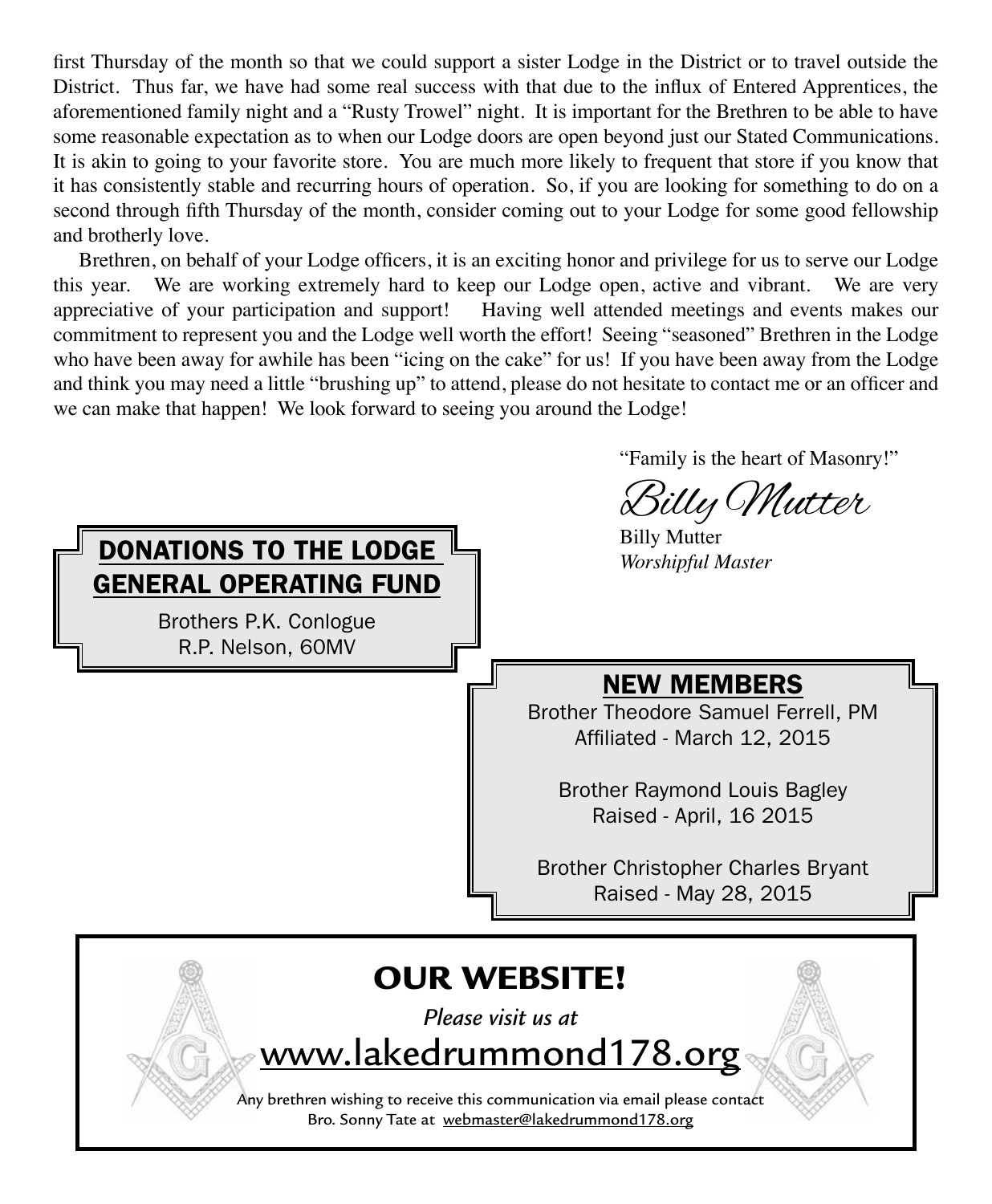first Thursday of the month so that we could support a sister Lodge in the District or to travel outside the District. Thus far, we have had some real success with that due to the influx of Entered Apprentices, the aforementioned family night and a "Rusty Trowel" night. It is important for the Brethren to be able to have some reasonable expectation as to when our Lodge doors are open beyond just our Stated Communications. It is akin to going to your favorite store. You are much more likely to frequent that store if you know that it has consistently stable and recurring hours of operation. So, if you are looking for something to do on a second through fifth Thursday of the month, consider coming out to your Lodge for some good fellowship and brotherly love.

Brethren, on behalf of your Lodge officers, it is an exciting honor and privilege for us to serve our Lodge this year. We are working extremely hard to keep our Lodge open, active and vibrant. We are very appreciative of your participation and support! Having well attended meetings and events makes our commitment to represent you and the Lodge well worth the effort! Seeing "seasoned" Brethren in the Lodge who have been away for awhile has been "icing on the cake" for us! If you have been away from the Lodge and think you may need a little "brushing up" to attend, please do not hesitate to contact me or an officer and we can make that happen! We look forward to seeing you around the Lodge!

"Family is the heart of Masonry!"

*Billy Mutter*

Billy Mutter
*Worshipful Master*

## DONATIONS TO THE LODGE GENERAL OPERATING FUND

Brothers P.K. Conlogue
R.P. Nelson, 60MV

## NEW MEMBERS

Brother Theodore Samuel Ferrell, PM
Affiliated - March 12, 2015

Brother Raymond Louis Bagley
Raised - April, 16 2015

Brother Christopher Charles Bryant
Raised - May 28, 2015

## OUR WEBSITE!

*Please visit us at*

www.lakedrummond178.org

Any brethren wishing to receive this communication via email please contact Bro. Sonny Tate at webmaster@lakedrummond178.org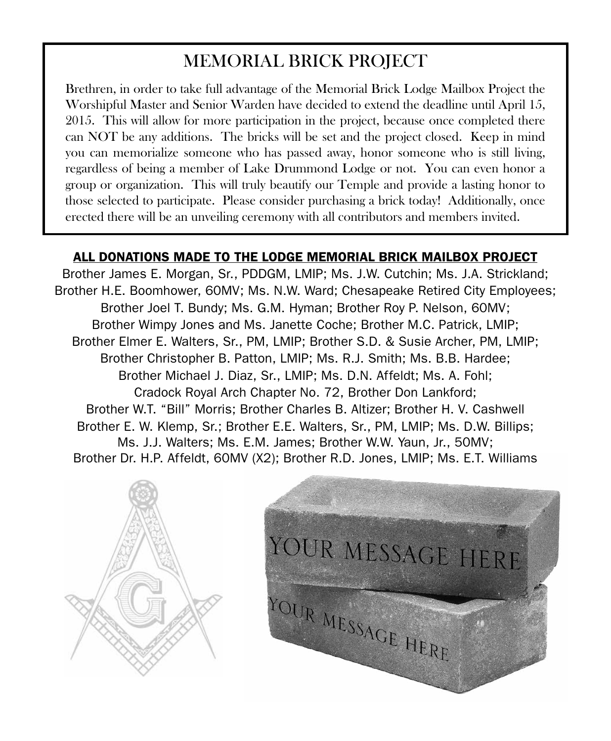# MEMORIAL BRICK PROJECT

Brethren, in order to take full advantage of the Memorial Brick Lodge Mailbox Project the Worshipful Master and Senior Warden have decided to extend the deadline until April 15, 2015. This will allow for more participation in the project, because once completed there can NOT be any additions. The bricks will be set and the project closed. Keep in mind you can memorialize someone who has passed away, honor someone who is still living, regardless of being a member of Lake Drummond Lodge or not. You can even honor a group or organization. This will truly beautify our Temple and provide a lasting honor to those selected to participate. Please consider purchasing a brick today! Additionally, once erected there will be an unveiling ceremony with all contributors and members invited.

## ALL DONATIONS MADE TO THE LODGE MEMORIAL BRICK MAILBOX PROJECT

Brother James E. Morgan, Sr., PDDGM, LMIP; Ms. J.W. Cutchin; Ms. J.A. Strickland; Brother H.E. Boomhower, 60MV; Ms. N.W. Ward; Chesapeake Retired City Employees; Brother Joel T. Bundy; Ms. G.M. Hyman; Brother Roy P. Nelson, 60MV; Brother Wimpy Jones and Ms. Janette Coche; Brother M.C. Patrick, LMIP; Brother Elmer E. Walters, Sr., PM, LMIP; Brother S.D. & Susie Archer, PM, LMIP; Brother Christopher B. Patton, LMIP; Ms. R.J. Smith; Ms. B.B. Hardee; Brother Michael J. Diaz, Sr., LMIP; Ms. D.N. Affeldt; Ms. A. Fohl; Cradock Royal Arch Chapter No. 72, Brother Don Lankford; Brother W.T. "Bill" Morris; Brother Charles B. Altizer; Brother H. V. Cashwell Brother E. W. Klemp, Sr.; Brother E.E. Walters, Sr., PM, LMIP; Ms. D.W. Billips; Ms. J.J. Walters; Ms. E.M. James; Brother W.W. Yaun, Jr., 50MV; Brother Dr. H.P. Affeldt, 60MV (X2); Brother R.D. Jones, LMIP; Ms. E.T. Williams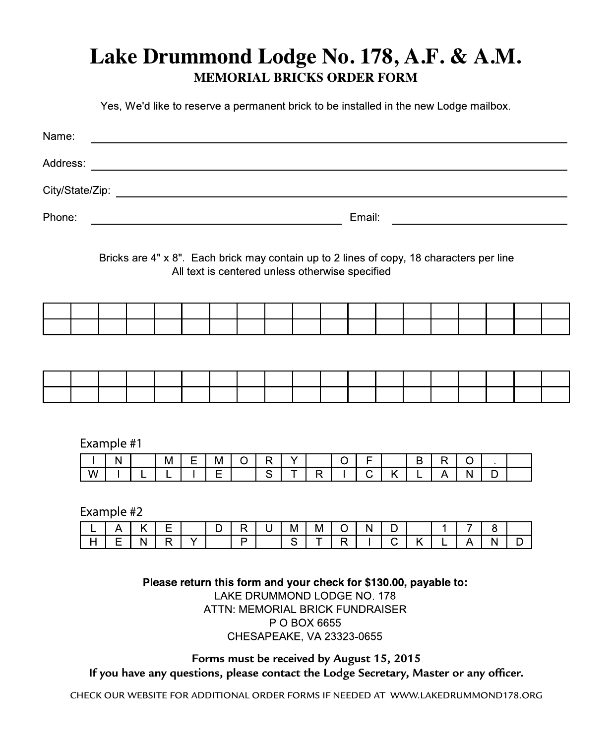# Lake Drummond Lodge No. 178, A.F. & A.M.

## MEMORIAL BRICKS ORDER FORM

Yes, We'd like to reserve a permanent brick to be installed in the new Lodge mailbox.

Name: ______________________________________________

Address: ______________________________________________

City/State/Zip: ______________________________________________

Phone: ______________________ Email: ______________________

Bricks are 4" x 8". Each brick may contain up to 2 lines of copy, 18 characters per line
All text is centered unless otherwise specified

| | | | | | | | | | | | | | | | | | | |
|---|---|---|---|---|---|---|---|---|---|---|---|---|---|---|---|---|---|---|
| | | | | | | | | | | | | | | | | | | |
| | | | | | | | | | | | | | | | | | | |

| | | | | | | | | | | | | | | | | | | |
|---|---|---|---|---|---|---|---|---|---|---|---|---|---|---|---|---|---|---|
| | | | | | | | | | | | | | | | | | | |
| | | | | | | | | | | | | | | | | | | |

Example #1

| | | | | | | | | | | | | | | | | | | |
|---|---|---|---|---|---|---|---|---|---|---|---|---|---|---|---|---|---|---|
| I | N | | M | E | M | O | R | Y | | O | F | | B | R | O | . | | |
| W | I | L | L | I | E | | S | T | R | I | C | K | L | A | N | D | | |

Example #2

| | | | | | | | | | | | | | | | | | | |
|---|---|---|---|---|---|---|---|---|---|---|---|---|---|---|---|---|---|---|
| L | A | K | E | | D | R | U | M | M | O | N | D | | 1 | 7 | 8 | | |
| H | E | N | R | Y | | P | | S | T | R | I | C | K | L | A | N | D | |

**Please return this form and your check for $130.00, payable to:**
LAKE DRUMMOND LODGE NO. 178
ATTN: MEMORIAL BRICK FUNDRAISER
P O BOX 6655
CHESAPEAKE, VA 23323-0655

**Forms must be received by August 15, 2015**
**If you have any questions, please contact the Lodge Secretary, Master or any officer.**

CHECK OUR WEBSITE FOR ADDITIONAL ORDER FORMS IF NEEDED AT WWW.LAKEDRUMMOND178.ORG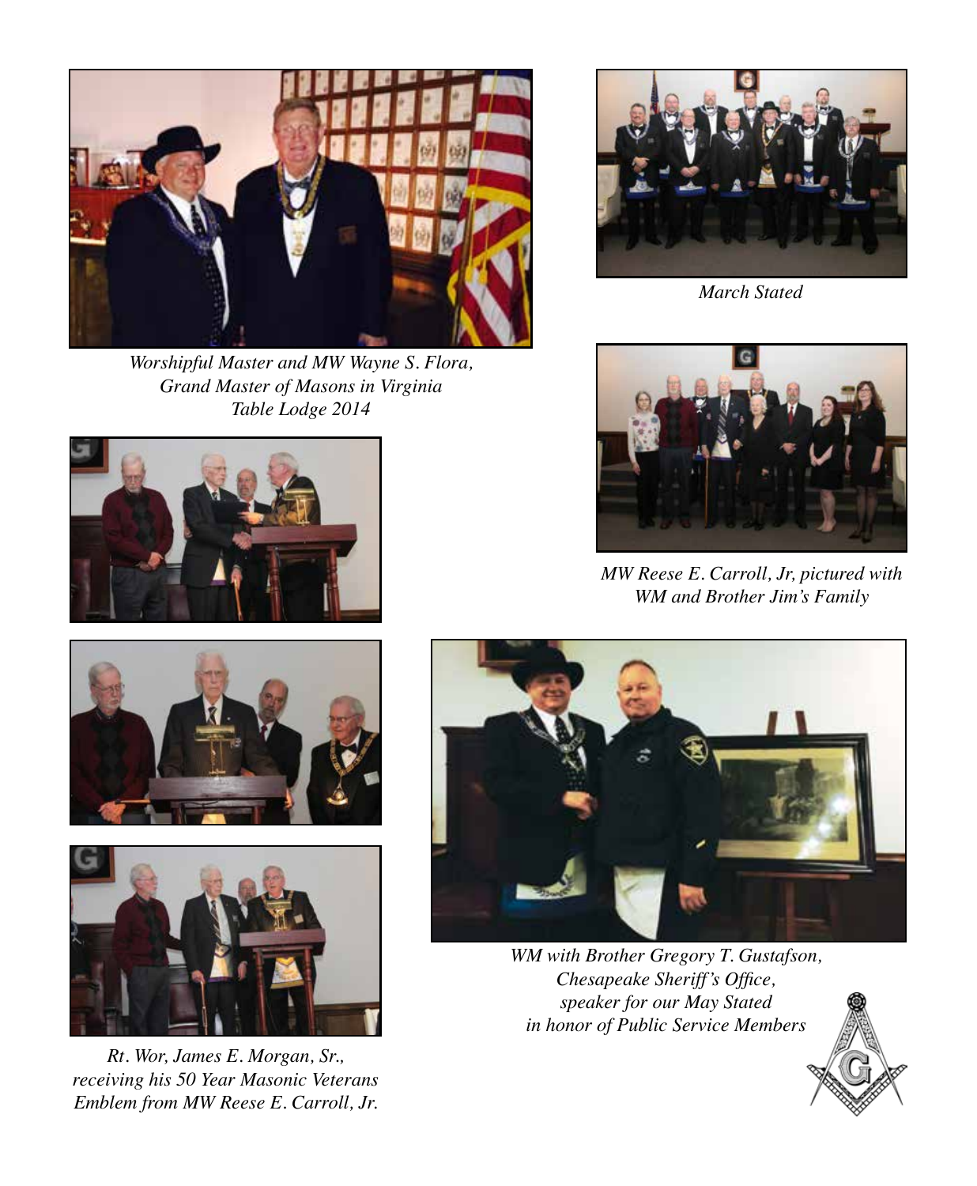*Worshipful Master and MW Wayne S. Flora, Grand Master of Masons in Virginia Table Lodge 2014*

*March Stated*

*MW Reese E. Carroll, Jr, pictured with WM and Brother Jim's Family*

*Rt. Wor, James E. Morgan, Sr., receiving his 50 Year Masonic Veterans Emblem from MW Reese E. Carroll, Jr.*

*WM with Brother Gregory T. Gustafson, Chesapeake Sheriff's Office, speaker for our May Stated in honor of Public Service Members*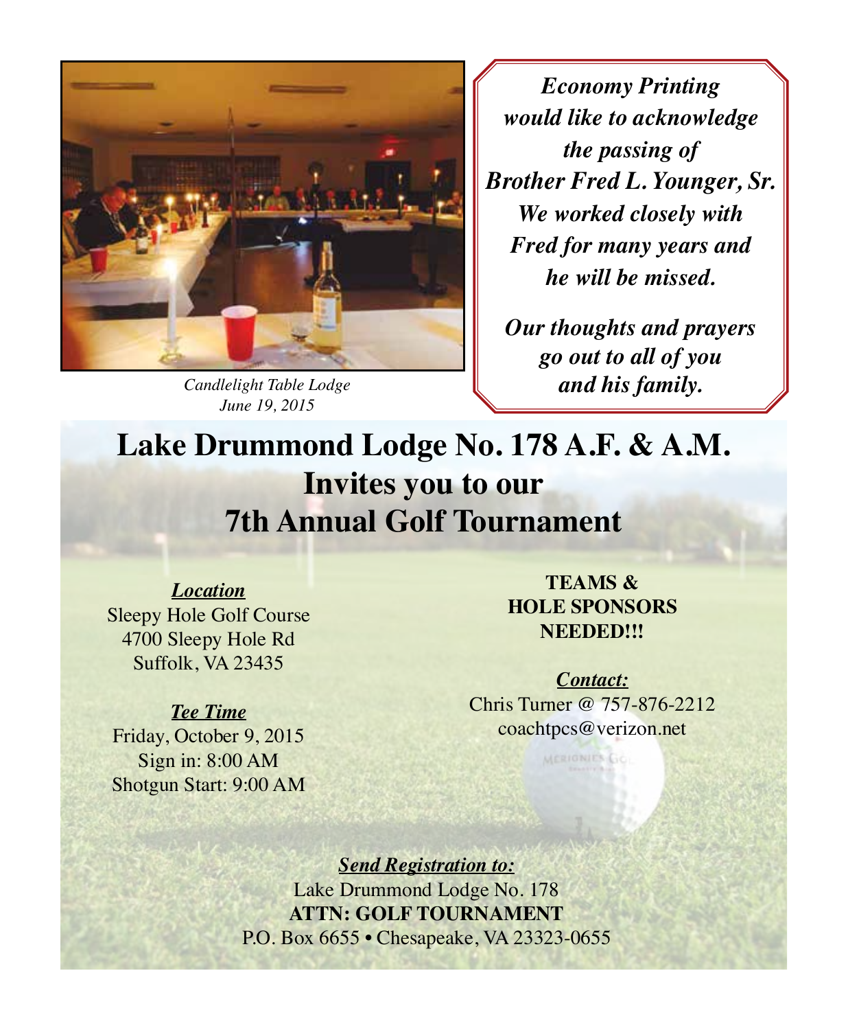*Candlelight Table Lodge*
*June 19, 2015*

***Economy Printing would like to acknowledge the passing of Brother Fred L. Younger, Sr. We worked closely with Fred for many years and he will be missed.***

***Our thoughts and prayers go out to all of you and his family.***

# Lake Drummond Lodge No. 178 A.F. & A.M.
# Invites you to our
# 7th Annual Golf Tournament

***Location***
Sleepy Hole Golf Course
4700 Sleepy Hole Rd
Suffolk, VA 23435

***Tee Time***
Friday, October 9, 2015
Sign in: 8:00 AM
Shotgun Start: 9:00 AM

**TEAMS &**
**HOLE SPONSORS**
**NEEDED!!!**

***Contact:***
Chris Turner @ 757-876-2212
coachtpcs@verizon.net

***Send Registration to:***
Lake Drummond Lodge No. 178
**ATTN: GOLF TOURNAMENT**
P.O. Box 6655 • Chesapeake, VA 23323-0655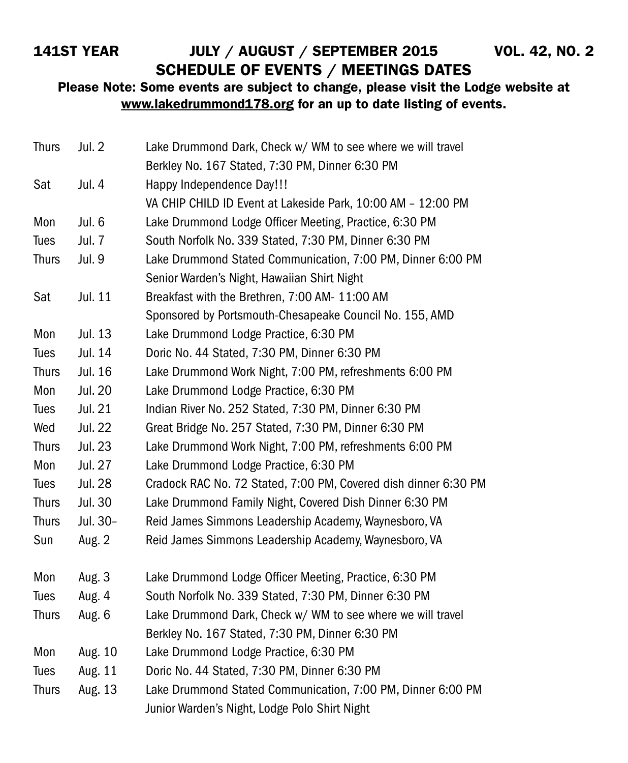141ST YEAR — JULY / AUGUST / SEPTEMBER 2015 — VOL. 42, NO. 2

# SCHEDULE OF EVENTS / MEETINGS DATES

**Please Note: Some events are subject to change, please visit the Lodge website at [www.lakedrummond178.org](http://www.lakedrummond178.org) for an up to date listing of events.**

| | | |
|---|---|---|
| Thurs | Jul. 2 | Lake Drummond Dark, Check w/ WM to see where we will travel |
| | | Berkley No. 167 Stated, 7:30 PM, Dinner 6:30 PM |
| Sat | Jul. 4 | Happy Independence Day!!! |
| | | VA CHIP CHILD ID Event at Lakeside Park, 10:00 AM – 12:00 PM |
| Mon | Jul. 6 | Lake Drummond Lodge Officer Meeting, Practice, 6:30 PM |
| Tues | Jul. 7 | South Norfolk No. 339 Stated, 7:30 PM, Dinner 6:30 PM |
| Thurs | Jul. 9 | Lake Drummond Stated Communication, 7:00 PM, Dinner 6:00 PM |
| | | Senior Warden's Night, Hawaiian Shirt Night |
| Sat | Jul. 11 | Breakfast with the Brethren, 7:00 AM- 11:00 AM |
| | | Sponsored by Portsmouth-Chesapeake Council No. 155, AMD |
| Mon | Jul. 13 | Lake Drummond Lodge Practice, 6:30 PM |
| Tues | Jul. 14 | Doric No. 44 Stated, 7:30 PM, Dinner 6:30 PM |
| Thurs | Jul. 16 | Lake Drummond Work Night, 7:00 PM, refreshments 6:00 PM |
| Mon | Jul. 20 | Lake Drummond Lodge Practice, 6:30 PM |
| Tues | Jul. 21 | Indian River No. 252 Stated, 7:30 PM, Dinner 6:30 PM |
| Wed | Jul. 22 | Great Bridge No. 257 Stated, 7:30 PM, Dinner 6:30 PM |
| Thurs | Jul. 23 | Lake Drummond Work Night, 7:00 PM, refreshments 6:00 PM |
| Mon | Jul. 27 | Lake Drummond Lodge Practice, 6:30 PM |
| Tues | Jul. 28 | Cradock RAC No. 72 Stated, 7:00 PM, Covered dish dinner 6:30 PM |
| Thurs | Jul. 30 | Lake Drummond Family Night, Covered Dish Dinner 6:30 PM |
| Thurs | Jul. 30– | Reid James Simmons Leadership Academy, Waynesboro, VA |
| Sun | Aug. 2 | Reid James Simmons Leadership Academy, Waynesboro, VA |
| Mon | Aug. 3 | Lake Drummond Lodge Officer Meeting, Practice, 6:30 PM |
| Tues | Aug. 4 | South Norfolk No. 339 Stated, 7:30 PM, Dinner 6:30 PM |
| Thurs | Aug. 6 | Lake Drummond Dark, Check w/ WM to see where we will travel |
| | | Berkley No. 167 Stated, 7:30 PM, Dinner 6:30 PM |
| Mon | Aug. 10 | Lake Drummond Lodge Practice, 6:30 PM |
| Tues | Aug. 11 | Doric No. 44 Stated, 7:30 PM, Dinner 6:30 PM |
| Thurs | Aug. 13 | Lake Drummond Stated Communication, 7:00 PM, Dinner 6:00 PM |
| | | Junior Warden's Night, Lodge Polo Shirt Night |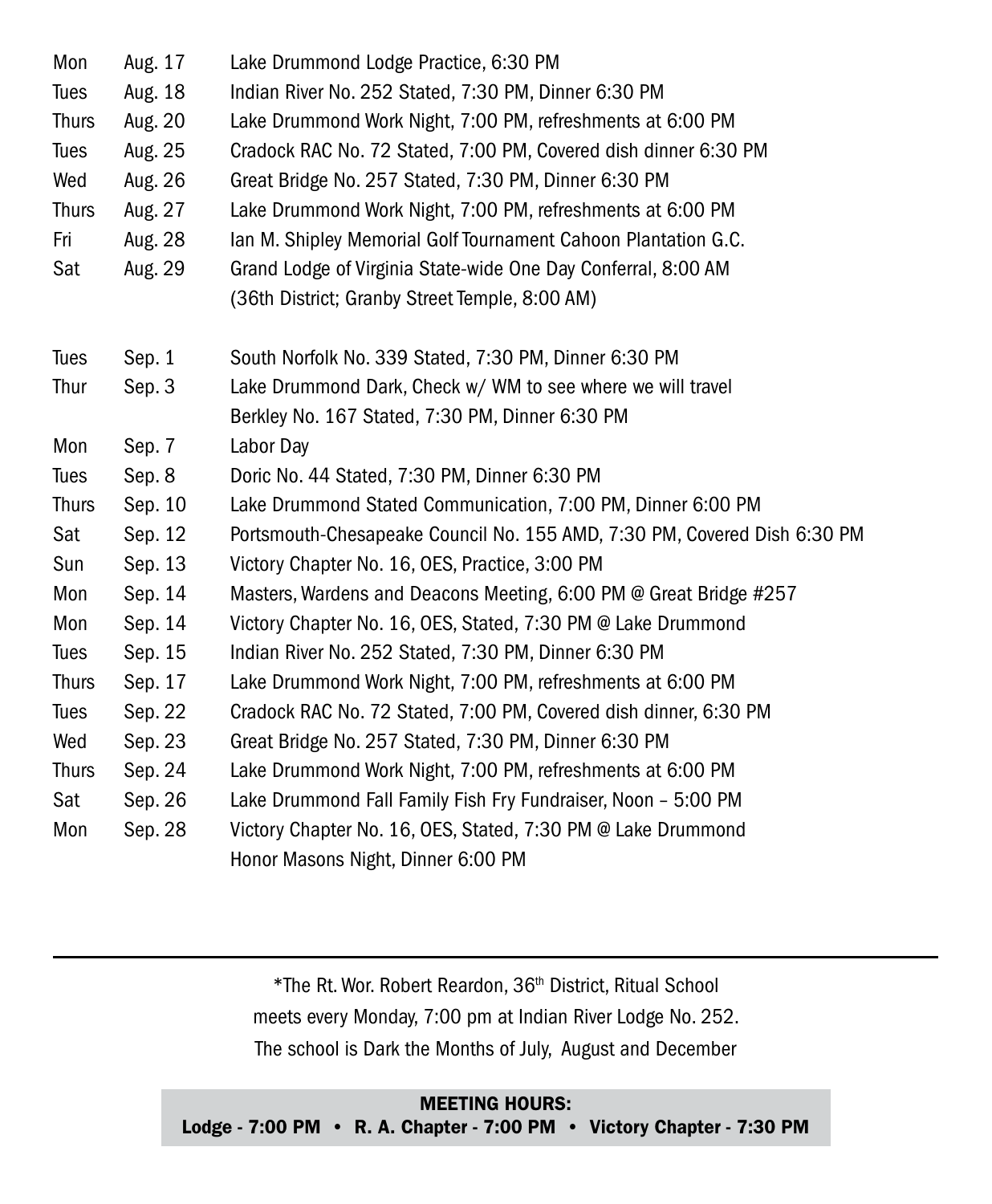| | | |
|---|---|---|
| Mon | Aug. 17 | Lake Drummond Lodge Practice, 6:30 PM |
| Tues | Aug. 18 | Indian River No. 252 Stated, 7:30 PM, Dinner 6:30 PM |
| Thurs | Aug. 20 | Lake Drummond Work Night, 7:00 PM, refreshments at 6:00 PM |
| Tues | Aug. 25 | Cradock RAC No. 72 Stated, 7:00 PM, Covered dish dinner 6:30 PM |
| Wed | Aug. 26 | Great Bridge No. 257 Stated, 7:30 PM, Dinner 6:30 PM |
| Thurs | Aug. 27 | Lake Drummond Work Night, 7:00 PM, refreshments at 6:00 PM |
| Fri | Aug. 28 | Ian M. Shipley Memorial Golf Tournament Cahoon Plantation G.C. |
| Sat | Aug. 29 | Grand Lodge of Virginia State-wide One Day Conferral, 8:00 AM (36th District; Granby Street Temple, 8:00 AM) |
| | | |
| Tues | Sep. 1 | South Norfolk No. 339 Stated, 7:30 PM, Dinner 6:30 PM |
| Thur | Sep. 3 | Lake Drummond Dark, Check w/ WM to see where we will travel<br>Berkley No. 167 Stated, 7:30 PM, Dinner 6:30 PM |
| Mon | Sep. 7 | Labor Day |
| Tues | Sep. 8 | Doric No. 44 Stated, 7:30 PM, Dinner 6:30 PM |
| Thurs | Sep. 10 | Lake Drummond Stated Communication, 7:00 PM, Dinner 6:00 PM |
| Sat | Sep. 12 | Portsmouth-Chesapeake Council No. 155 AMD, 7:30 PM, Covered Dish 6:30 PM |
| Sun | Sep. 13 | Victory Chapter No. 16, OES, Practice, 3:00 PM |
| Mon | Sep. 14 | Masters, Wardens and Deacons Meeting, 6:00 PM @ Great Bridge #257 |
| Mon | Sep. 14 | Victory Chapter No. 16, OES, Stated, 7:30 PM @ Lake Drummond |
| Tues | Sep. 15 | Indian River No. 252 Stated, 7:30 PM, Dinner 6:30 PM |
| Thurs | Sep. 17 | Lake Drummond Work Night, 7:00 PM, refreshments at 6:00 PM |
| Tues | Sep. 22 | Cradock RAC No. 72 Stated, 7:00 PM, Covered dish dinner, 6:30 PM |
| Wed | Sep. 23 | Great Bridge No. 257 Stated, 7:30 PM, Dinner 6:30 PM |
| Thurs | Sep. 24 | Lake Drummond Work Night, 7:00 PM, refreshments at 6:00 PM |
| Sat | Sep. 26 | Lake Drummond Fall Family Fish Fry Fundraiser, Noon – 5:00 PM |
| Mon | Sep. 28 | Victory Chapter No. 16, OES, Stated, 7:30 PM @ Lake Drummond<br>Honor Masons Night, Dinner 6:00 PM |

---

*The Rt. Wor. Robert Reardon, 36th District, Ritual School
meets every Monday, 7:00 pm at Indian River Lodge No. 252.
The school is Dark the Months of July, August and December

**MEETING HOURS:**
**Lodge - 7:00 PM • R. A. Chapter - 7:00 PM • Victory Chapter - 7:30 PM**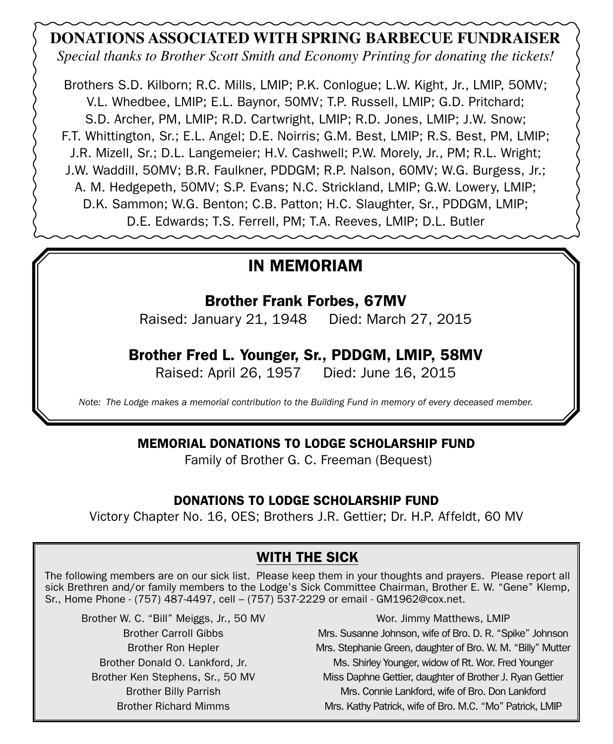## DONATIONS ASSOCIATED WITH SPRING BARBECUE FUNDRAISER

*Special thanks to Brother Scott Smith and Economy Printing for donating the tickets!*

Brothers S.D. Kilborn; R.C. Mills, LMIP; P.K. Conlogue; L.W. Kight, Jr., LMIP, 50MV; V.L. Whedbee, LMIP; E.L. Baynor, 50MV; T.P. Russell, LMIP; G.D. Pritchard; S.D. Archer, PM, LMIP; R.D. Cartwright, LMIP; R.D. Jones, LMIP; J.W. Snow; F.T. Whittington, Sr.; E.L. Angel; D.E. Noirris; G.M. Best, LMIP; R.S. Best, PM, LMIP; J.R. Mizell, Sr.; D.L. Langemeier; H.V. Cashwell; P.W. Morely, Jr., PM; R.L. Wright; J.W. Waddill, 50MV; B.R. Faulkner, PDDGM; R.P. Nalson, 60MV; W.G. Burgess, Jr.; A. M. Hedgepeth, 50MV; S.P. Evans; N.C. Strickland, LMIP; G.W. Lowery, LMIP; D.K. Sammon; W.G. Benton; C.B. Patton; H.C. Slaughter, Sr., PDDGM, LMIP; D.E. Edwards; T.S. Ferrell, PM; T.A. Reeves, LMIP; D.L. Butler

## IN MEMORIAM

**Brother Frank Forbes, 67MV**
Raised: January 21, 1948 Died: March 27, 2015

**Brother Fred L. Younger, Sr., PDDGM, LMIP, 58MV**
Raised: April 26, 1957 Died: June 16, 2015

*Note: The Lodge makes a memorial contribution to the Building Fund in memory of every deceased member.*

### MEMORIAL DONATIONS TO LODGE SCHOLARSHIP FUND

Family of Brother G. C. Freeman (Bequest)

### DONATIONS TO LODGE SCHOLARSHIP FUND

Victory Chapter No. 16, OES; Brothers J.R. Gettier; Dr. H.P. Affeldt, 60 MV

## WITH THE SICK

The following members are on our sick list. Please keep them in your thoughts and prayers. Please report all sick Brethren and/or family members to the Lodge's Sick Committee Chairman, Brother E. W. "Gene" Klemp, Sr., Home Phone - (757) 487-4497, cell – (757) 537-2229 or email - GM1962@cox.net.

- Brother W. C. "Bill" Meiggs, Jr., 50 MV
- Brother Carroll Gibbs
- Brother Ron Hepler
- Brother Donald O. Lankford, Jr.
- Brother Ken Stephens, Sr., 50 MV
- Brother Billy Parrish
- Brother Richard Mimms
- Wor. Jimmy Matthews, LMIP
- Mrs. Susanne Johnson, wife of Bro. D. R. "Spike" Johnson
- Mrs. Stephanie Green, daughter of Bro. W. M. "Billy" Mutter
- Ms. Shirley Younger, widow of Rt. Wor. Fred Younger
- Miss Daphne Gettier, daughter of Brother J. Ryan Gettier
- Mrs. Connie Lankford, wife of Bro. Don Lankford
- Mrs. Kathy Patrick, wife of Bro. M.C. "Mo" Patrick, LMIP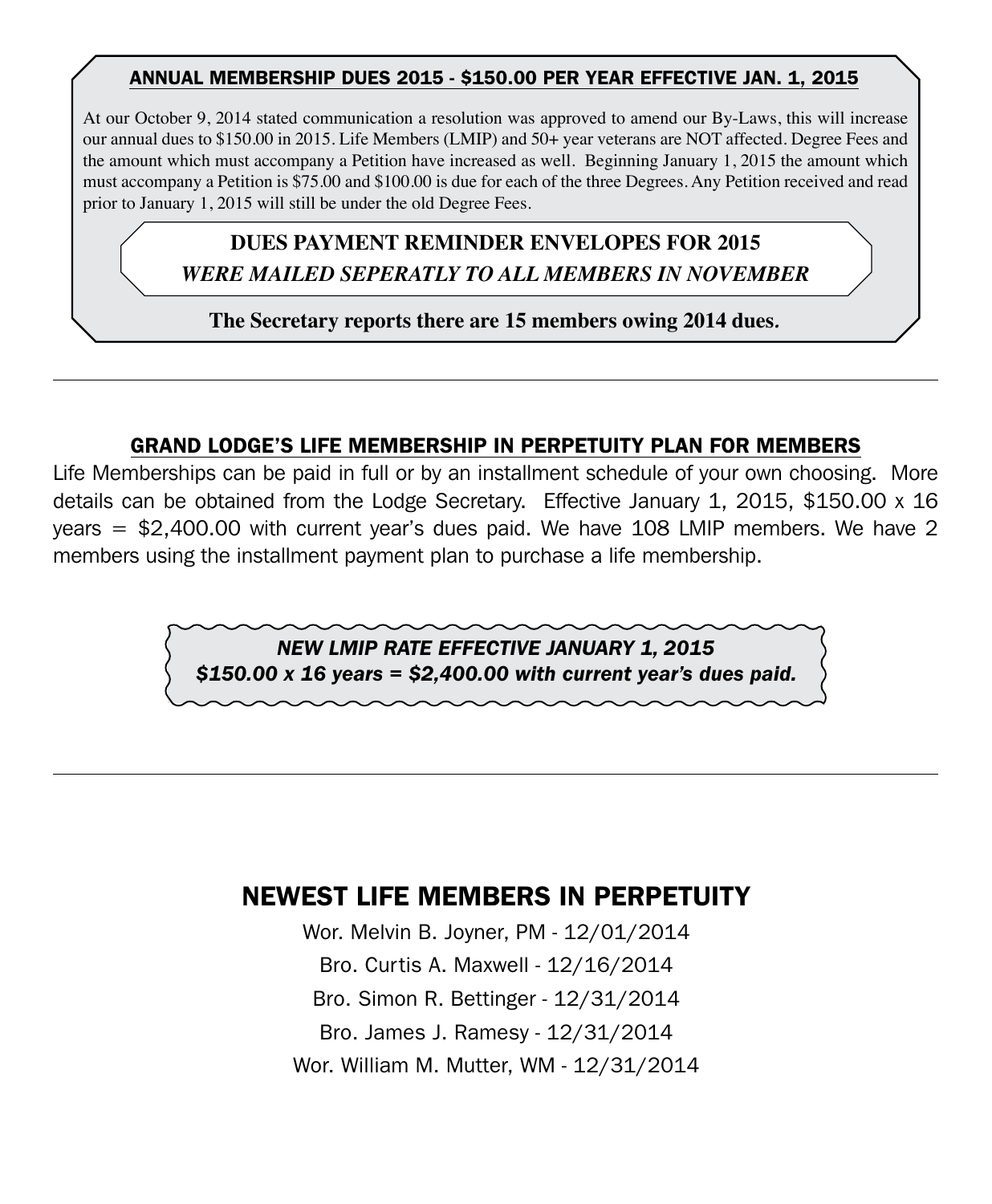## ANNUAL MEMBERSHIP DUES 2015 - $150.00 PER YEAR EFFECTIVE JAN. 1, 2015

At our October 9, 2014 stated communication a resolution was approved to amend our By-Laws, this will increase our annual dues to $150.00 in 2015. Life Members (LMIP) and 50+ year veterans are NOT affected. Degree Fees and the amount which must accompany a Petition have increased as well. Beginning January 1, 2015 the amount which must accompany a Petition is $75.00 and $100.00 is due for each of the three Degrees. Any Petition received and read prior to January 1, 2015 will still be under the old Degree Fees.

**DUES PAYMENT REMINDER ENVELOPES FOR 2015**

***WERE MAILED SEPERATLY TO ALL MEMBERS IN NOVEMBER***

**The Secretary reports there are 15 members owing 2014 dues.**

---

## GRAND LODGE'S LIFE MEMBERSHIP IN PERPETUITY PLAN FOR MEMBERS

Life Memberships can be paid in full or by an installment schedule of your own choosing. More details can be obtained from the Lodge Secretary. Effective January 1, 2015, $150.00 x 16 years = $2,400.00 with current year's dues paid. We have 108 LMIP members. We have 2 members using the installment payment plan to purchase a life membership.

***NEW LMIP RATE EFFECTIVE JANUARY 1, 2015***
***$150.00 x 16 years = $2,400.00 with current year's dues paid.***

---

## NEWEST LIFE MEMBERS IN PERPETUITY

Wor. Melvin B. Joyner, PM - 12/01/2014

Bro. Curtis A. Maxwell - 12/16/2014

Bro. Simon R. Bettinger - 12/31/2014

Bro. James J. Ramesy - 12/31/2014

Wor. William M. Mutter, WM - 12/31/2014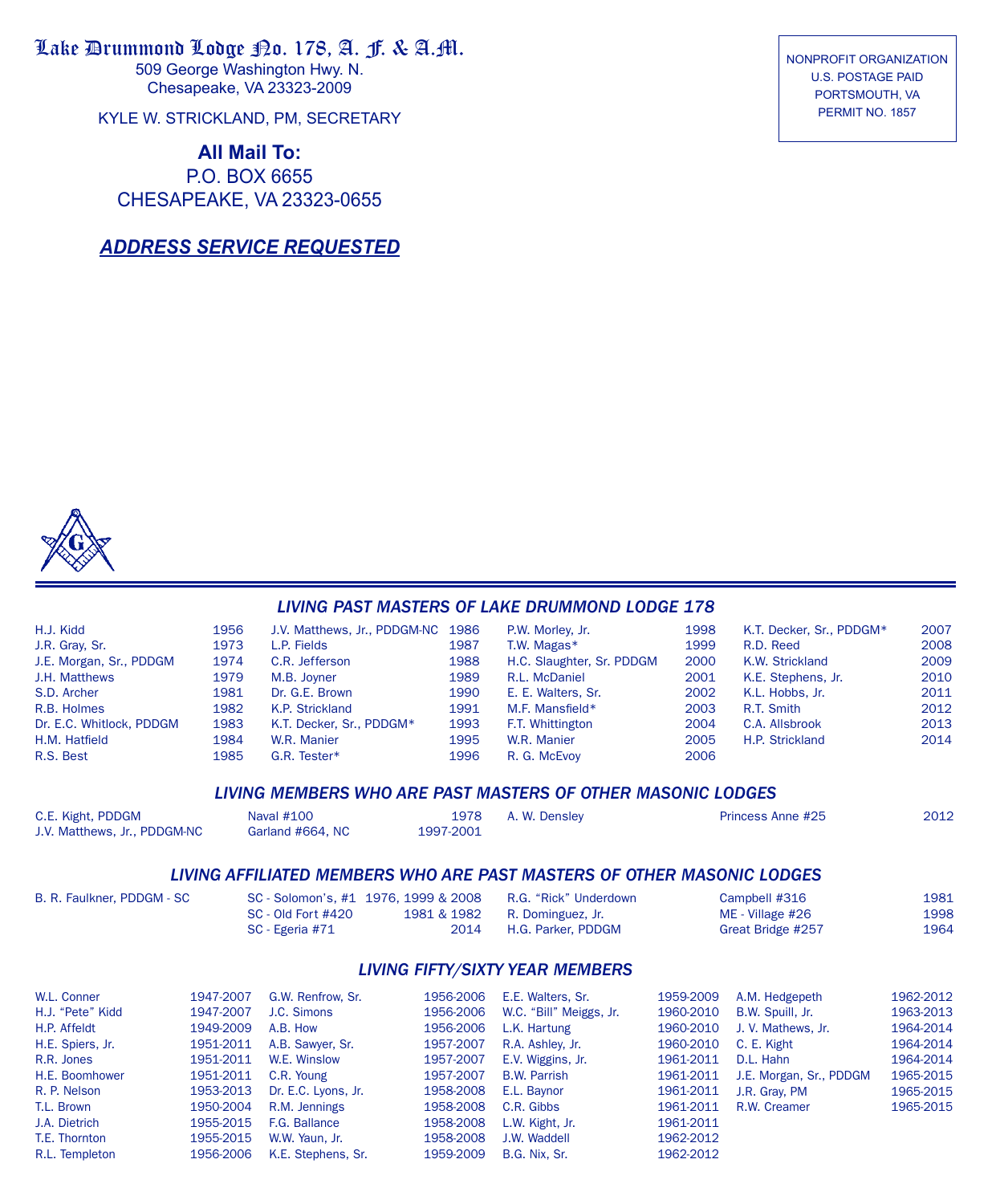**Lake Drummond Lodge No. 178, A. F. & A.M.**
509 George Washington Hwy. N.
Chesapeake, VA 23323-2009

KYLE W. STRICKLAND, PM, SECRETARY

**All Mail To:**
P.O. BOX 6655
CHESAPEAKE, VA 23323-0655

***ADDRESS SERVICE REQUESTED***

NONPROFIT ORGANIZATION
U.S. POSTAGE PAID
PORTSMOUTH, VA
PERMIT NO. 1857

## LIVING PAST MASTERS OF LAKE DRUMMOND LODGE 178

| | | | | | | | |
|---|---|---|---|---|---|---|---|
| H.J. Kidd | 1956 | J.V. Matthews, Jr., PDDGM-NC | 1986 | P.W. Morley, Jr. | 1998 | K.T. Decker, Sr., PDDGM* | 2007 |
| J.R. Gray, Sr. | 1973 | L.P. Fields | 1987 | T.W. Magas* | 1999 | R.D. Reed | 2008 |
| J.E. Morgan, Sr., PDDGM | 1974 | C.R. Jefferson | 1988 | H.C. Slaughter, Sr. PDDGM | 2000 | K.W. Strickland | 2009 |
| J.H. Matthews | 1979 | M.B. Joyner | 1989 | R.L. McDaniel | 2001 | K.E. Stephens, Jr. | 2010 |
| S.D. Archer | 1981 | Dr. G.E. Brown | 1990 | E. E. Walters, Sr. | 2002 | K.L. Hobbs, Jr. | 2011 |
| R.B. Holmes | 1982 | K.P. Strickland | 1991 | M.F. Mansfield* | 2003 | R.T. Smith | 2012 |
| Dr. E.C. Whitlock, PDDGM | 1983 | K.T. Decker, Sr., PDDGM* | 1993 | F.T. Whittington | 2004 | C.A. Allsbrook | 2013 |
| H.M. Hatfield | 1984 | W.R. Manier | 1995 | W.R. Manier | 2005 | H.P. Strickland | 2014 |
| R.S. Best | 1985 | G.R. Tester* | 1996 | R. G. McEvoy | 2006 | | |

## LIVING MEMBERS WHO ARE PAST MASTERS OF OTHER MASONIC LODGES

| | | | | | |
|---|---|---|---|---|---|
| C.E. Kight, PDDGM | Naval #100 | 1978 | A. W. Densley | Princess Anne #25 | 2012 |
| J.V. Matthews, Jr., PDDGM-NC | Garland #664, NC | 1997-2001 | | | |

## LIVING AFFILIATED MEMBERS WHO ARE PAST MASTERS OF OTHER MASONIC LODGES

| | | | | | |
|---|---|---|---|---|---|
| B. R. Faulkner, PDDGM - SC | SC - Solomon's, #1 | 1976, 1999 & 2008 | R.G. "Rick" Underdown | Campbell #316 | 1981 |
| | SC - Old Fort #420 | 1981 & 1982 | R. Dominguez, Jr. | ME - Village #26 | 1998 |
| | SC - Egeria #71 | 2014 | H.G. Parker, PDDGM | Great Bridge #257 | 1964 |

## LIVING FIFTY/SIXTY YEAR MEMBERS

| | | | | | | | |
|---|---|---|---|---|---|---|---|
| W.L. Conner | 1947-2007 | G.W. Renfrow, Sr. | 1956-2006 | E.E. Walters, Sr. | 1959-2009 | A.M. Hedgepeth | 1962-2012 |
| H.J. "Pete" Kidd | 1947-2007 | J.C. Simons | 1956-2006 | W.C. "Bill" Meiggs, Jr. | 1960-2010 | B.W. Spuill, Jr. | 1963-2013 |
| H.P. Affeldt | 1949-2009 | A.B. How | 1956-2006 | L.K. Hartung | 1960-2010 | J. V. Mathews, Jr. | 1964-2014 |
| H.E. Spiers, Jr. | 1951-2011 | A.B. Sawyer, Sr. | 1957-2007 | R.A. Ashley, Jr. | 1960-2010 | C. E. Kight | 1964-2014 |
| R.R. Jones | 1951-2011 | W.E. Winslow | 1957-2007 | E.V. Wiggins, Jr. | 1961-2011 | D.L. Hahn | 1964-2014 |
| H.E. Boomhower | 1951-2011 | C.R. Young | 1957-2007 | B.W. Parrish | 1961-2011 | J.E. Morgan, Sr., PDDGM | 1965-2015 |
| R. P. Nelson | 1953-2013 | Dr. E.C. Lyons, Jr. | 1958-2008 | E.L. Baynor | 1961-2011 | J.R. Gray, PM | 1965-2015 |
| T.L. Brown | 1950-2004 | R.M. Jennings | 1958-2008 | C.R. Gibbs | 1961-2011 | R.W. Creamer | 1965-2015 |
| J.A. Dietrich | 1955-2015 | F.G. Ballance | 1958-2008 | L.W. Kight, Jr. | 1961-2011 | | |
| T.E. Thornton | 1955-2015 | W.W. Yaun, Jr. | 1958-2008 | J.W. Waddell | 1962-2012 | | |
| R.L. Templeton | 1956-2006 | K.E. Stephens, Sr. | 1959-2009 | B.G. Nix, Sr. | 1962-2012 | | |